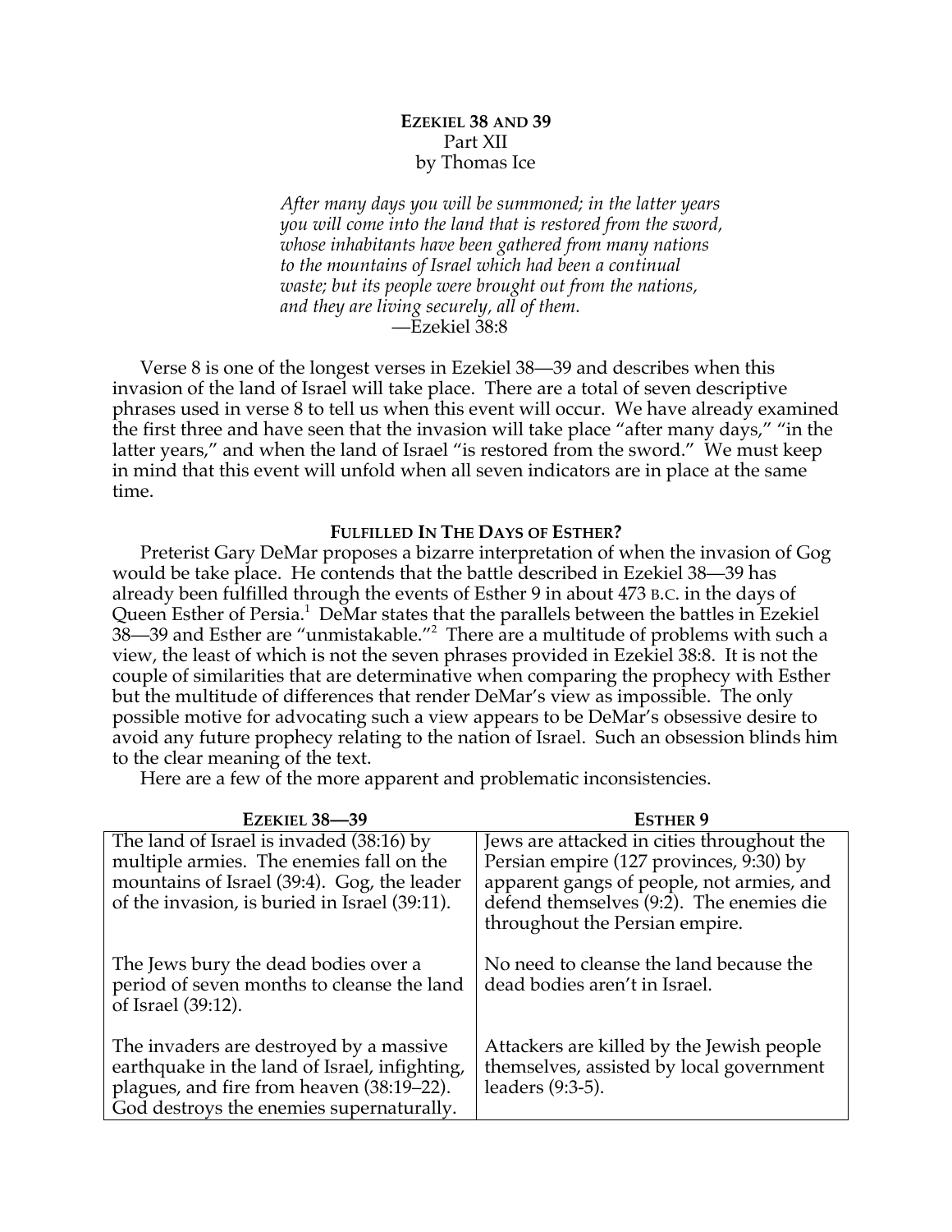# EZEKIEL 38 AND 39

Part XII

by Thomas Ice

*After many days you will be summoned; in the latter years you will come into the land that is restored from the sword, whose inhabitants have been gathered from many nations to the mountains of Israel which had been a continual waste; but its people were brought out from the nations, and they are living securely, all of them.*

—Ezekiel 38:8

Verse 8 is one of the longest verses in Ezekiel 38—39 and describes when this invasion of the land of Israel will take place. There are a total of seven descriptive phrases used in verse 8 to tell us when this event will occur. We have already examined the first three and have seen that the invasion will take place "after many days," "in the latter years," and when the land of Israel "is restored from the sword." We must keep in mind that this event will unfold when all seven indicators are in place at the same time.

## FULFILLED IN THE DAYS OF ESTHER?

Preterist Gary DeMar proposes a bizarre interpretation of when the invasion of Gog would be take place. He contends that the battle described in Ezekiel 38—39 has already been fulfilled through the events of Esther 9 in about 473 B.C. in the days of Queen Esther of Persia.[1] DeMar states that the parallels between the battles in Ezekiel 38—39 and Esther are "unmistakable."[2] There are a multitude of problems with such a view, the least of which is not the seven phrases provided in Ezekiel 38:8. It is not the couple of similarities that are determinative when comparing the prophecy with Esther but the multitude of differences that render DeMar's view as impossible. The only possible motive for advocating such a view appears to be DeMar's obsessive desire to avoid any future prophecy relating to the nation of Israel. Such an obsession blinds him to the clear meaning of the text.

Here are a few of the more apparent and problematic inconsistencies.

| EZEKIEL 38—39 | ESTHER 9 |
|---|---|
| The land of Israel is invaded (38:16) by multiple armies. The enemies fall on the mountains of Israel (39:4). Gog, the leader of the invasion, is buried in Israel (39:11). | Jews are attacked in cities throughout the Persian empire (127 provinces, 9:30) by apparent gangs of people, not armies, and defend themselves (9:2). The enemies die throughout the Persian empire. |
| The Jews bury the dead bodies over a period of seven months to cleanse the land of Israel (39:12). | No need to cleanse the land because the dead bodies aren't in Israel. |
| The invaders are destroyed by a massive earthquake in the land of Israel, infighting, plagues, and fire from heaven (38:19–22). God destroys the enemies supernaturally. | Attackers are killed by the Jewish people themselves, assisted by local government leaders (9:3-5). |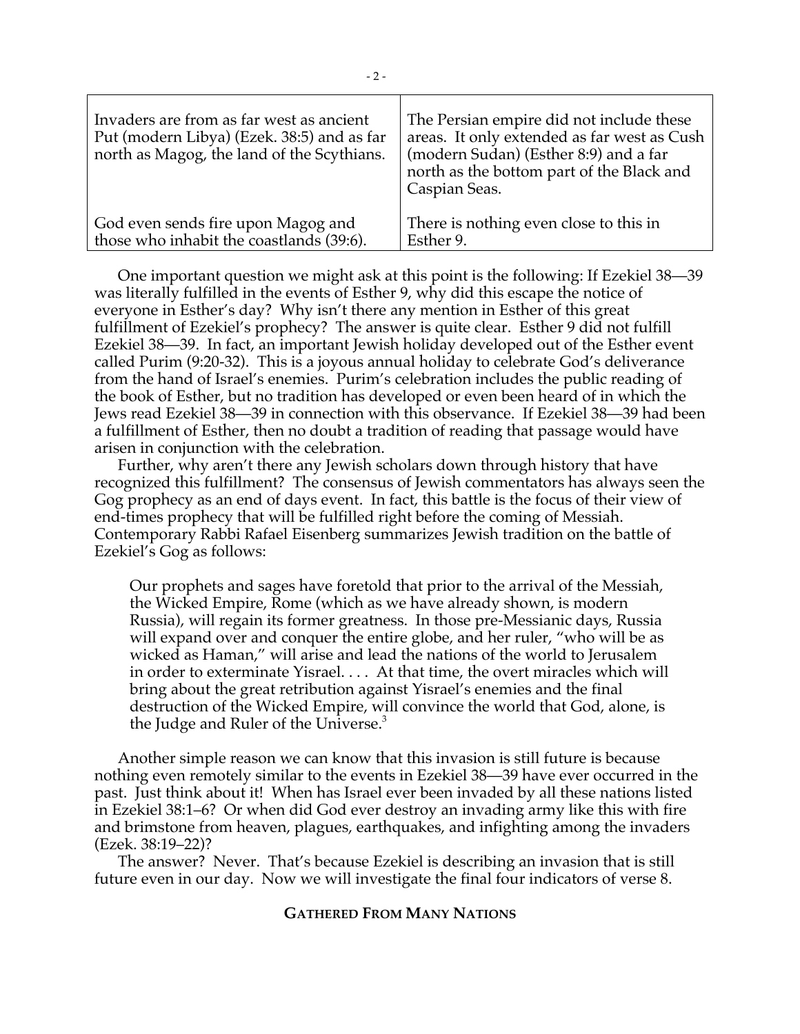| | |
|---|---|
| Invaders are from as far west as ancient Put (modern Libya) (Ezek. 38:5) and as far north as Magog, the land of the Scythians. | The Persian empire did not include these areas. It only extended as far west as Cush (modern Sudan) (Esther 8:9) and a far north as the bottom part of the Black and Caspian Seas. |
| God even sends fire upon Magog and those who inhabit the coastlands (39:6). | There is nothing even close to this in Esther 9. |

One important question we might ask at this point is the following: If Ezekiel 38—39 was literally fulfilled in the events of Esther 9, why did this escape the notice of everyone in Esther's day? Why isn't there any mention in Esther of this great fulfillment of Ezekiel's prophecy? The answer is quite clear. Esther 9 did not fulfill Ezekiel 38—39. In fact, an important Jewish holiday developed out of the Esther event called Purim (9:20-32). This is a joyous annual holiday to celebrate God's deliverance from the hand of Israel's enemies. Purim's celebration includes the public reading of the book of Esther, but no tradition has developed or even been heard of in which the Jews read Ezekiel 38—39 in connection with this observance. If Ezekiel 38—39 had been a fulfillment of Esther, then no doubt a tradition of reading that passage would have arisen in conjunction with the celebration.

Further, why aren't there any Jewish scholars down through history that have recognized this fulfillment? The consensus of Jewish commentators has always seen the Gog prophecy as an end of days event. In fact, this battle is the focus of their view of end-times prophecy that will be fulfilled right before the coming of Messiah. Contemporary Rabbi Rafael Eisenberg summarizes Jewish tradition on the battle of Ezekiel's Gog as follows:

> Our prophets and sages have foretold that prior to the arrival of the Messiah, the Wicked Empire, Rome (which as we have already shown, is modern Russia), will regain its former greatness. In those pre-Messianic days, Russia will expand over and conquer the entire globe, and her ruler, "who will be as wicked as Haman," will arise and lead the nations of the world to Jerusalem in order to exterminate Yisrael. . . . At that time, the overt miracles which will bring about the great retribution against Yisrael's enemies and the final destruction of the Wicked Empire, will convince the world that God, alone, is the Judge and Ruler of the Universe.[3]

Another simple reason we can know that this invasion is still future is because nothing even remotely similar to the events in Ezekiel 38—39 have ever occurred in the past. Just think about it! When has Israel ever been invaded by all these nations listed in Ezekiel 38:1–6? Or when did God ever destroy an invading army like this with fire and brimstone from heaven, plagues, earthquakes, and infighting among the invaders (Ezek. 38:19–22)?

The answer? Never. That's because Ezekiel is describing an invasion that is still future even in our day. Now we will investigate the final four indicators of verse 8.

### GATHERED FROM MANY NATIONS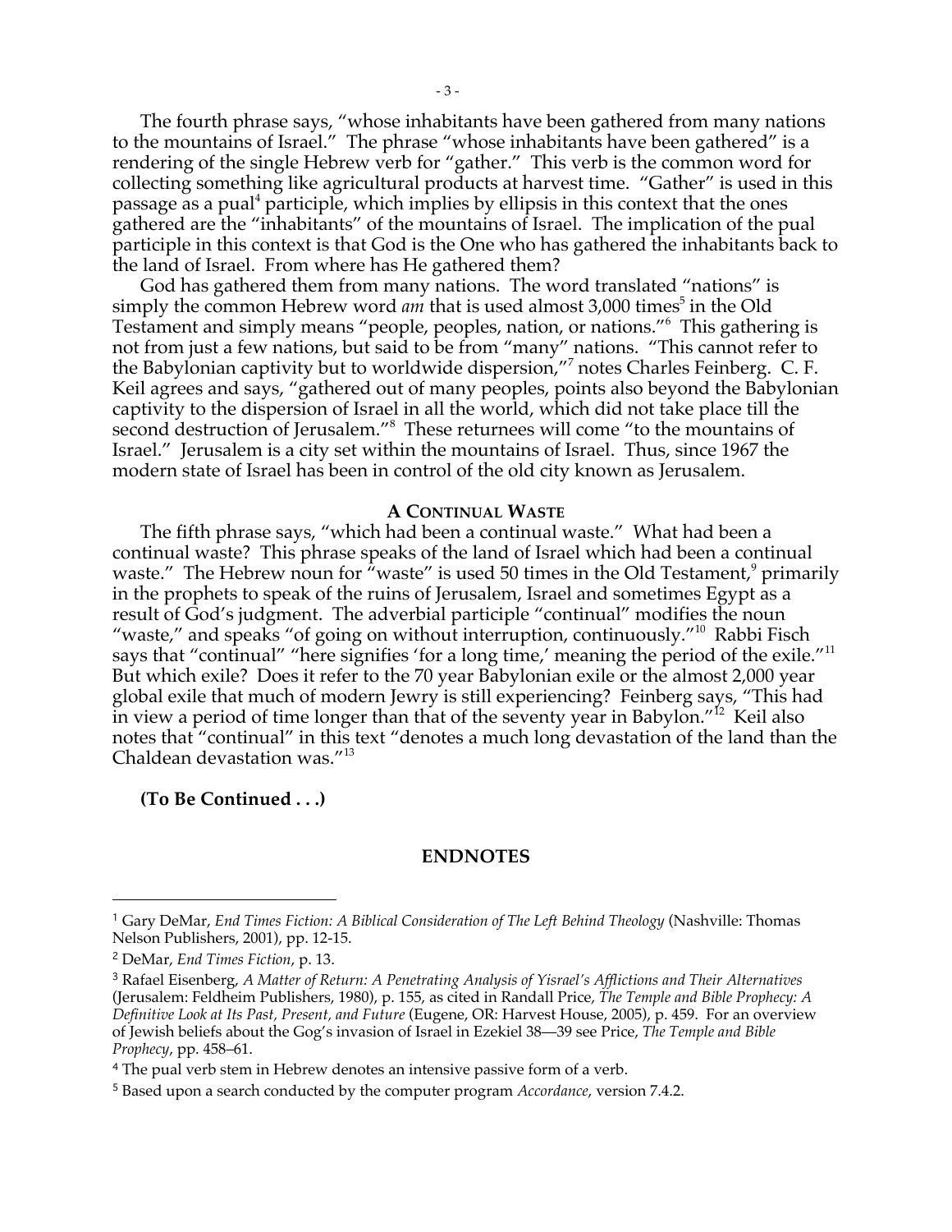The fourth phrase says, "whose inhabitants have been gathered from many nations to the mountains of Israel." The phrase "whose inhabitants have been gathered" is a rendering of the single Hebrew verb for "gather." This verb is the common word for collecting something like agricultural products at harvest time. "Gather" is used in this passage as a pual[4] participle, which implies by ellipsis in this context that the ones gathered are the "inhabitants" of the mountains of Israel. The implication of the pual participle in this context is that God is the One who has gathered the inhabitants back to the land of Israel. From where has He gathered them?

God has gathered them from many nations. The word translated "nations" is simply the common Hebrew word *am* that is used almost 3,000 times[5] in the Old Testament and simply means "people, peoples, nation, or nations."[6] This gathering is not from just a few nations, but said to be from "many" nations. "This cannot refer to the Babylonian captivity but to worldwide dispersion,"[7] notes Charles Feinberg. C. F. Keil agrees and says, "gathered out of many peoples, points also beyond the Babylonian captivity to the dispersion of Israel in all the world, which did not take place till the second destruction of Jerusalem."[8] These returnees will come "to the mountains of Israel." Jerusalem is a city set within the mountains of Israel. Thus, since 1967 the modern state of Israel has been in control of the old city known as Jerusalem.

### A Continual Waste

The fifth phrase says, "which had been a continual waste." What had been a continual waste? This phrase speaks of the land of Israel which had been a continual waste." The Hebrew noun for "waste" is used 50 times in the Old Testament,[9] primarily in the prophets to speak of the ruins of Jerusalem, Israel and sometimes Egypt as a result of God's judgment. The adverbial participle "continual" modifies the noun "waste," and speaks "of going on without interruption, continuously."[10] Rabbi Fisch says that "continual" "here signifies 'for a long time,' meaning the period of the exile."[11] But which exile? Does it refer to the 70 year Babylonian exile or the almost 2,000 year global exile that much of modern Jewry is still experiencing? Feinberg says, "This had in view a period of time longer than that of the seventy year in Babylon."[12] Keil also notes that "continual" in this text "denotes a much long devastation of the land than the Chaldean devastation was."[13]

**(To Be Continued . . .)**

## ENDNOTES

[1] Gary DeMar, *End Times Fiction: A Biblical Consideration of The Left Behind Theology* (Nashville: Thomas Nelson Publishers, 2001), pp. 12-15.

[2] DeMar, *End Times Fiction*, p. 13.

[3] Rafael Eisenberg, *A Matter of Return: A Penetrating Analysis of Yisrael's Afflictions and Their Alternatives* (Jerusalem: Feldheim Publishers, 1980), p. 155, as cited in Randall Price, *The Temple and Bible Prophecy: A Definitive Look at Its Past, Present, and Future* (Eugene, OR: Harvest House, 2005), p. 459. For an overview of Jewish beliefs about the Gog's invasion of Israel in Ezekiel 38—39 see Price, *The Temple and Bible Prophecy*, pp. 458–61.

[4] The pual verb stem in Hebrew denotes an intensive passive form of a verb.

[5] Based upon a search conducted by the computer program *Accordance*, version 7.4.2.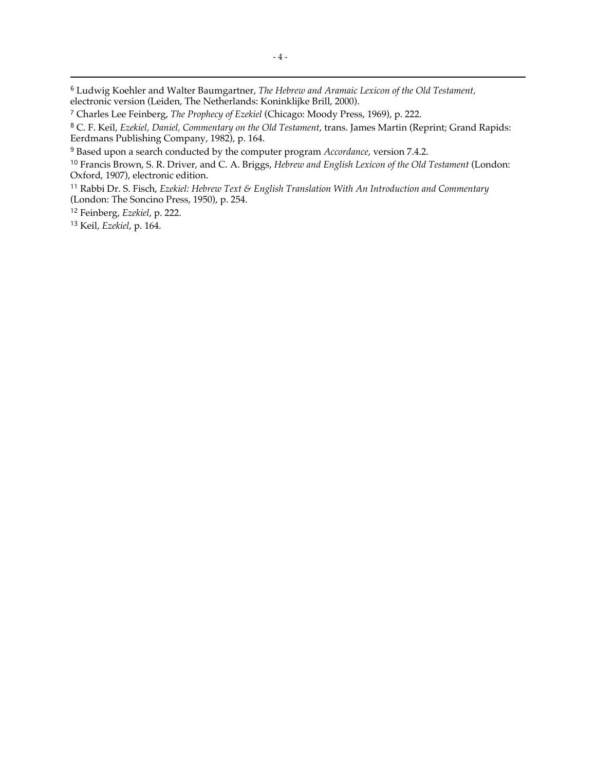[6] Ludwig Koehler and Walter Baumgartner, *The Hebrew and Aramaic Lexicon of the Old Testament,* electronic version (Leiden, The Netherlands: Koninklijke Brill, 2000).

[7] Charles Lee Feinberg, *The Prophecy of Ezekiel* (Chicago: Moody Press, 1969), p. 222.

[8] C. F. Keil, *Ezekiel, Daniel, Commentary on the Old Testament*, trans. James Martin (Reprint; Grand Rapids: Eerdmans Publishing Company, 1982), p. 164.

[9] Based upon a search conducted by the computer program *Accordance*, version 7.4.2.

[10] Francis Brown, S. R. Driver, and C. A. Briggs, *Hebrew and English Lexicon of the Old Testament* (London: Oxford, 1907), electronic edition.

[11] Rabbi Dr. S. Fisch, *Ezekiel: Hebrew Text & English Translation With An Introduction and Commentary* (London: The Soncino Press, 1950), p. 254.

[12] Feinberg, *Ezekiel*, p. 222.

[13] Keil, *Ezekiel*, p. 164.